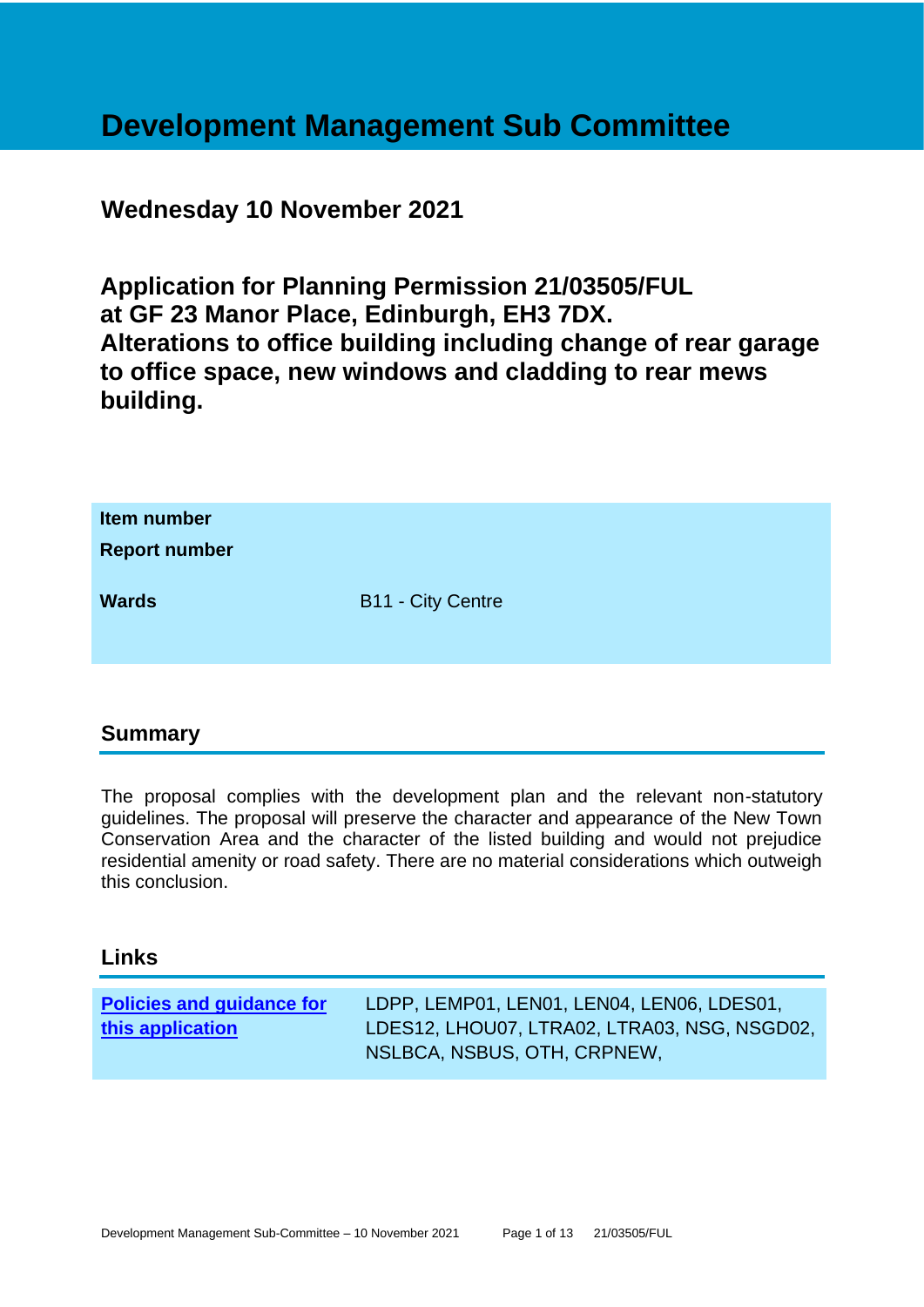# Development Management Sub Committee

## Wednesday 10 November 2021

## Application for Planning Permission 21/03505/FUL at GF 23 Manor Place, Edinburgh, EH3 7DX. Alterations to office building including change of rear garage to office space, new windows and cladding to rear mews building.

| **Item number** | |
|---|---|
| **Report number** | |
| **Wards** | B11 - City Centre |

## Summary

The proposal complies with the development plan and the relevant non-statutory guidelines. The proposal will preserve the character and appearance of the New Town Conservation Area and the character of the listed building and would not prejudice residential amenity or road safety. There are no material considerations which outweigh this conclusion.

## Links

| **Policies and guidance for this application** | LDPP, LEMP01, LEN01, LEN04, LEN06, LDES01, LDES12, LHOU07, LTRA02, LTRA03, NSG, NSGD02, NSLBCA, NSBUS, OTH, CRPNEW, |
|---|---|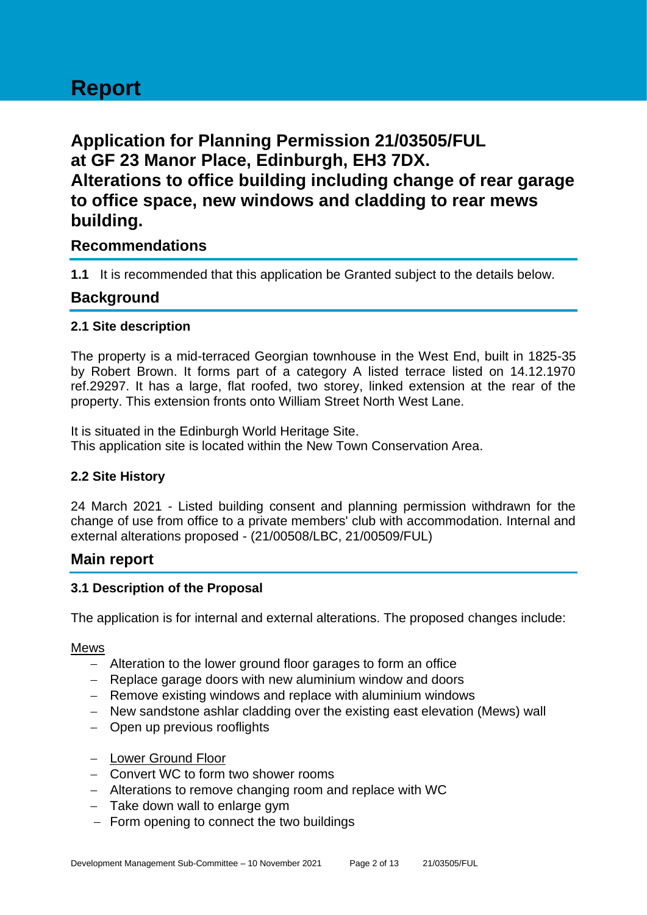# Report

## Application for Planning Permission 21/03505/FUL at GF 23 Manor Place, Edinburgh, EH3 7DX. Alterations to office building including change of rear garage to office space, new windows and cladding to rear mews building.

### Recommendations

**1.1** It is recommended that this application be Granted subject to the details below.

### Background

#### 2.1 Site description

The property is a mid-terraced Georgian townhouse in the West End, built in 1825-35 by Robert Brown. It forms part of a category A listed terrace listed on 14.12.1970 ref.29297. It has a large, flat roofed, two storey, linked extension at the rear of the property. This extension fronts onto William Street North West Lane.

It is situated in the Edinburgh World Heritage Site.
This application site is located within the New Town Conservation Area.

#### 2.2 Site History

24 March 2021 - Listed building consent and planning permission withdrawn for the change of use from office to a private members' club with accommodation. Internal and external alterations proposed - (21/00508/LBC, 21/00509/FUL)

### Main report

#### 3.1 Description of the Proposal

The application is for internal and external alterations. The proposed changes include:

Mews

- Alteration to the lower ground floor garages to form an office
- Replace garage doors with new aluminium window and doors
- Remove existing windows and replace with aluminium windows
- New sandstone ashlar cladding over the existing east elevation (Mews) wall
- Open up previous rooflights

- Lower Ground Floor
- Convert WC to form two shower rooms
- Alterations to remove changing room and replace with WC
- Take down wall to enlarge gym
- Form opening to connect the two buildings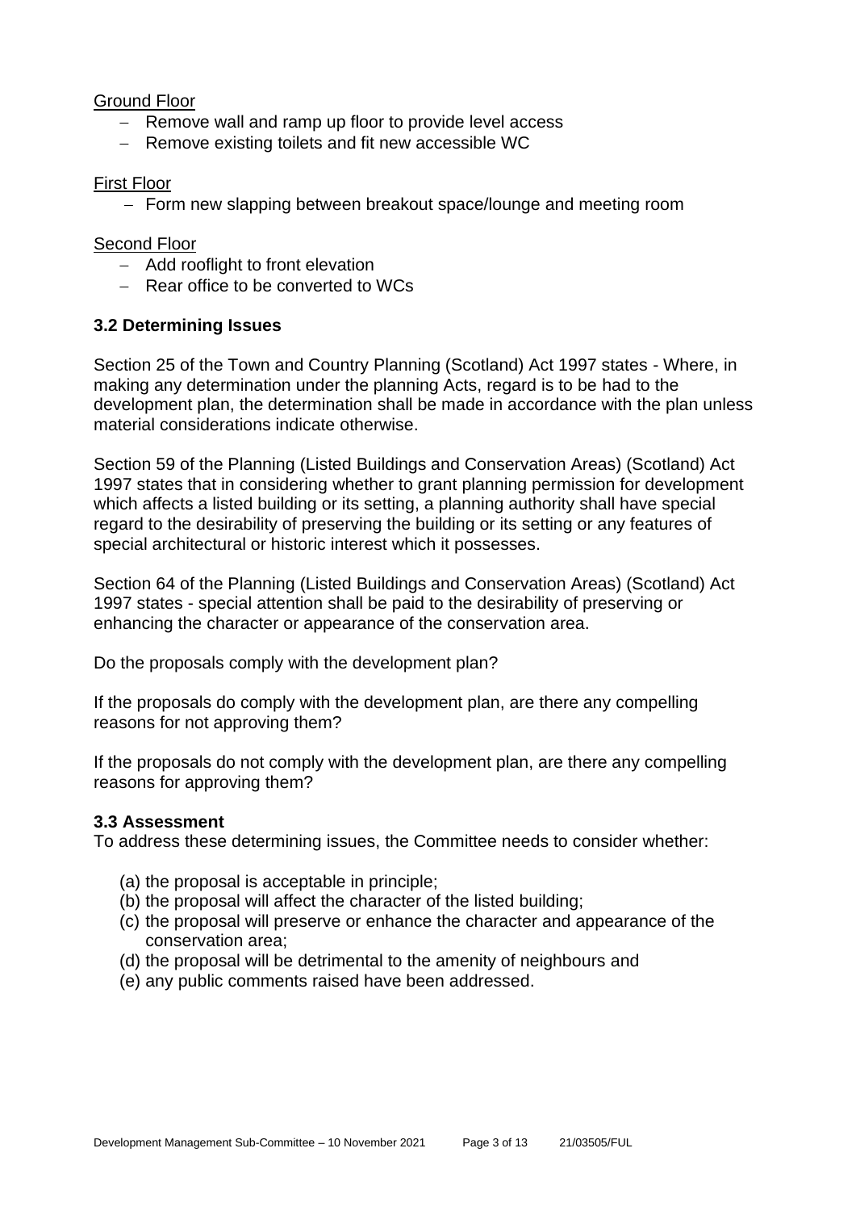Ground Floor

- Remove wall and ramp up floor to provide level access
- Remove existing toilets and fit new accessible WC

First Floor

- Form new slapping between breakout space/lounge and meeting room

Second Floor

- Add rooflight to front elevation
- Rear office to be converted to WCs

### 3.2 Determining Issues

Section 25 of the Town and Country Planning (Scotland) Act 1997 states - Where, in making any determination under the planning Acts, regard is to be had to the development plan, the determination shall be made in accordance with the plan unless material considerations indicate otherwise.

Section 59 of the Planning (Listed Buildings and Conservation Areas) (Scotland) Act 1997 states that in considering whether to grant planning permission for development which affects a listed building or its setting, a planning authority shall have special regard to the desirability of preserving the building or its setting or any features of special architectural or historic interest which it possesses.

Section 64 of the Planning (Listed Buildings and Conservation Areas) (Scotland) Act 1997 states - special attention shall be paid to the desirability of preserving or enhancing the character or appearance of the conservation area.

Do the proposals comply with the development plan?

If the proposals do comply with the development plan, are there any compelling reasons for not approving them?

If the proposals do not comply with the development plan, are there any compelling reasons for approving them?

### 3.3 Assessment

To address these determining issues, the Committee needs to consider whether:

(a) the proposal is acceptable in principle;
(b) the proposal will affect the character of the listed building;
(c) the proposal will preserve or enhance the character and appearance of the conservation area;
(d) the proposal will be detrimental to the amenity of neighbours and
(e) any public comments raised have been addressed.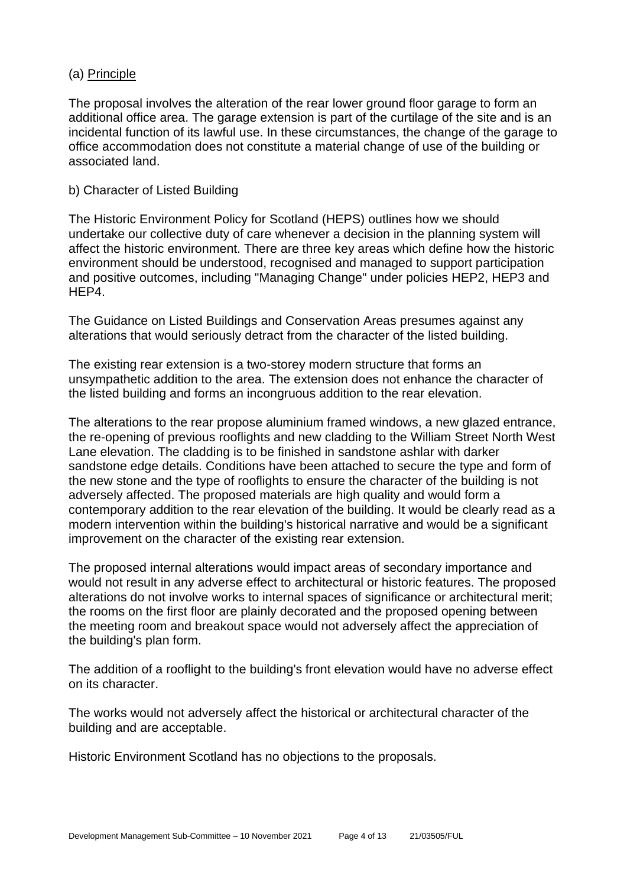(a) Principle

The proposal involves the alteration of the rear lower ground floor garage to form an additional office area. The garage extension is part of the curtilage of the site and is an incidental function of its lawful use. In these circumstances, the change of the garage to office accommodation does not constitute a material change of use of the building or associated land.

b) Character of Listed Building

The Historic Environment Policy for Scotland (HEPS) outlines how we should undertake our collective duty of care whenever a decision in the planning system will affect the historic environment. There are three key areas which define how the historic environment should be understood, recognised and managed to support participation and positive outcomes, including "Managing Change" under policies HEP2, HEP3 and HEP4.

The Guidance on Listed Buildings and Conservation Areas presumes against any alterations that would seriously detract from the character of the listed building.

The existing rear extension is a two-storey modern structure that forms an unsympathetic addition to the area. The extension does not enhance the character of the listed building and forms an incongruous addition to the rear elevation.

The alterations to the rear propose aluminium framed windows, a new glazed entrance, the re-opening of previous rooflights and new cladding to the William Street North West Lane elevation. The cladding is to be finished in sandstone ashlar with darker sandstone edge details. Conditions have been attached to secure the type and form of the new stone and the type of rooflights to ensure the character of the building is not adversely affected. The proposed materials are high quality and would form a contemporary addition to the rear elevation of the building. It would be clearly read as a modern intervention within the building's historical narrative and would be a significant improvement on the character of the existing rear extension.

The proposed internal alterations would impact areas of secondary importance and would not result in any adverse effect to architectural or historic features. The proposed alterations do not involve works to internal spaces of significance or architectural merit; the rooms on the first floor are plainly decorated and the proposed opening between the meeting room and breakout space would not adversely affect the appreciation of the building's plan form.

The addition of a rooflight to the building's front elevation would have no adverse effect on its character.

The works would not adversely affect the historical or architectural character of the building and are acceptable.

Historic Environment Scotland has no objections to the proposals.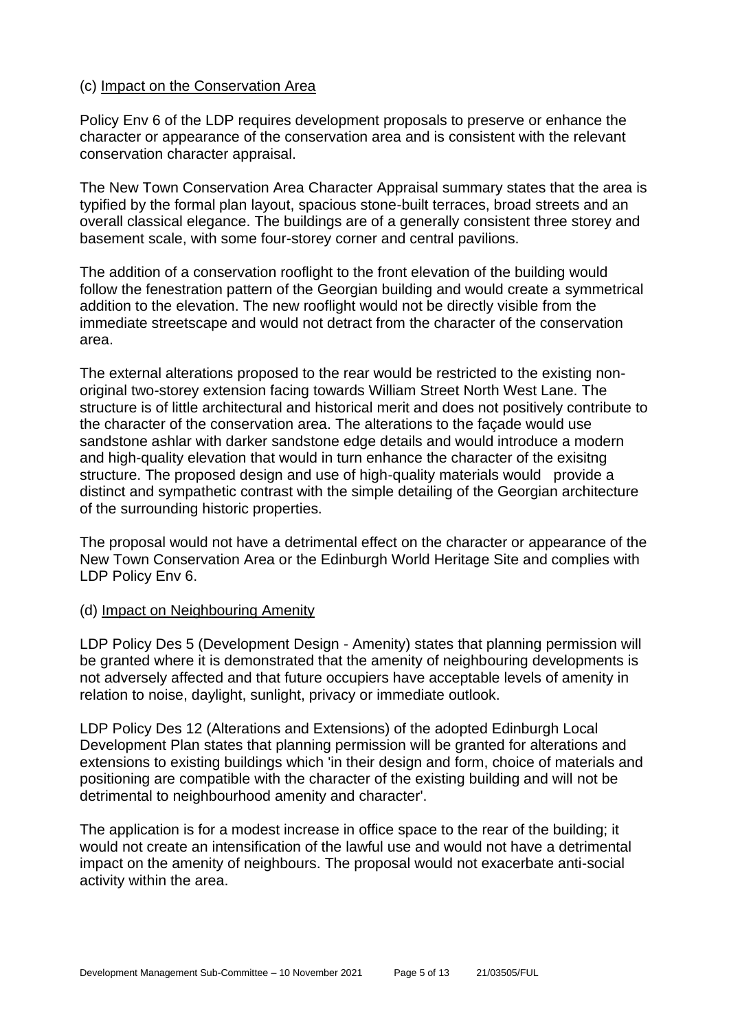(c) Impact on the Conservation Area

Policy Env 6 of the LDP requires development proposals to preserve or enhance the character or appearance of the conservation area and is consistent with the relevant conservation character appraisal.

The New Town Conservation Area Character Appraisal summary states that the area is typified by the formal plan layout, spacious stone-built terraces, broad streets and an overall classical elegance. The buildings are of a generally consistent three storey and basement scale, with some four-storey corner and central pavilions.

The addition of a conservation rooflight to the front elevation of the building would follow the fenestration pattern of the Georgian building and would create a symmetrical addition to the elevation. The new rooflight would not be directly visible from the immediate streetscape and would not detract from the character of the conservation area.

The external alterations proposed to the rear would be restricted to the existing non-original two-storey extension facing towards William Street North West Lane. The structure is of little architectural and historical merit and does not positively contribute to the character of the conservation area. The alterations to the façade would use sandstone ashlar with darker sandstone edge details and would introduce a modern and high-quality elevation that would in turn enhance the character of the exisitng structure. The proposed design and use of high-quality materials would provide a distinct and sympathetic contrast with the simple detailing of the Georgian architecture of the surrounding historic properties.

The proposal would not have a detrimental effect on the character or appearance of the New Town Conservation Area or the Edinburgh World Heritage Site and complies with LDP Policy Env 6.

(d) Impact on Neighbouring Amenity

LDP Policy Des 5 (Development Design - Amenity) states that planning permission will be granted where it is demonstrated that the amenity of neighbouring developments is not adversely affected and that future occupiers have acceptable levels of amenity in relation to noise, daylight, sunlight, privacy or immediate outlook.

LDP Policy Des 12 (Alterations and Extensions) of the adopted Edinburgh Local Development Plan states that planning permission will be granted for alterations and extensions to existing buildings which 'in their design and form, choice of materials and positioning are compatible with the character of the existing building and will not be detrimental to neighbourhood amenity and character'.

The application is for a modest increase in office space to the rear of the building; it would not create an intensification of the lawful use and would not have a detrimental impact on the amenity of neighbours. The proposal would not exacerbate anti-social activity within the area.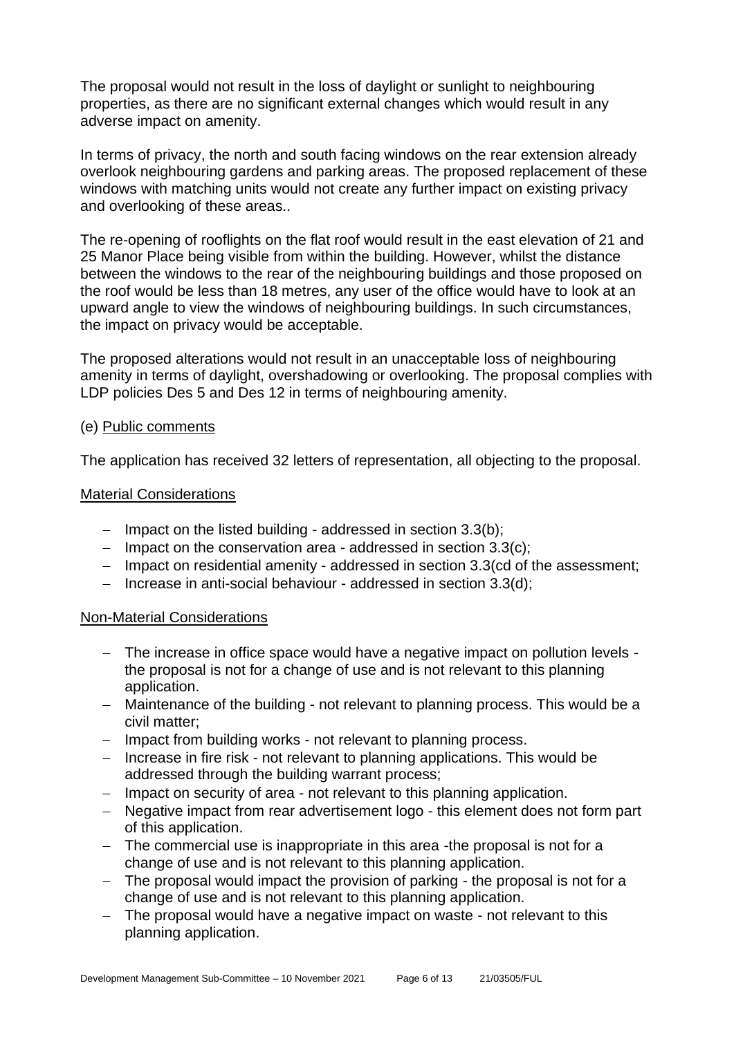The proposal would not result in the loss of daylight or sunlight to neighbouring properties, as there are no significant external changes which would result in any adverse impact on amenity.

In terms of privacy, the north and south facing windows on the rear extension already overlook neighbouring gardens and parking areas. The proposed replacement of these windows with matching units would not create any further impact on existing privacy and overlooking of these areas..

The re-opening of rooflights on the flat roof would result in the east elevation of 21 and 25 Manor Place being visible from within the building. However, whilst the distance between the windows to the rear of the neighbouring buildings and those proposed on the roof would be less than 18 metres, any user of the office would have to look at an upward angle to view the windows of neighbouring buildings. In such circumstances, the impact on privacy would be acceptable.

The proposed alterations would not result in an unacceptable loss of neighbouring amenity in terms of daylight, overshadowing or overlooking. The proposal complies with LDP policies Des 5 and Des 12 in terms of neighbouring amenity.

(e) Public comments

The application has received 32 letters of representation, all objecting to the proposal.

Material Considerations

- Impact on the listed building - addressed in section 3.3(b);
- Impact on the conservation area - addressed in section 3.3(c);
- Impact on residential amenity - addressed in section 3.3(cd of the assessment;
- Increase in anti-social behaviour - addressed in section 3.3(d);

Non-Material Considerations

- The increase in office space would have a negative impact on pollution levels - the proposal is not for a change of use and is not relevant to this planning application.
- Maintenance of the building - not relevant to planning process. This would be a civil matter;
- Impact from building works - not relevant to planning process.
- Increase in fire risk - not relevant to planning applications. This would be addressed through the building warrant process;
- Impact on security of area - not relevant to this planning application.
- Negative impact from rear advertisement logo - this element does not form part of this application.
- The commercial use is inappropriate in this area -the proposal is not for a change of use and is not relevant to this planning application.
- The proposal would impact the provision of parking - the proposal is not for a change of use and is not relevant to this planning application.
- The proposal would have a negative impact on waste - not relevant to this planning application.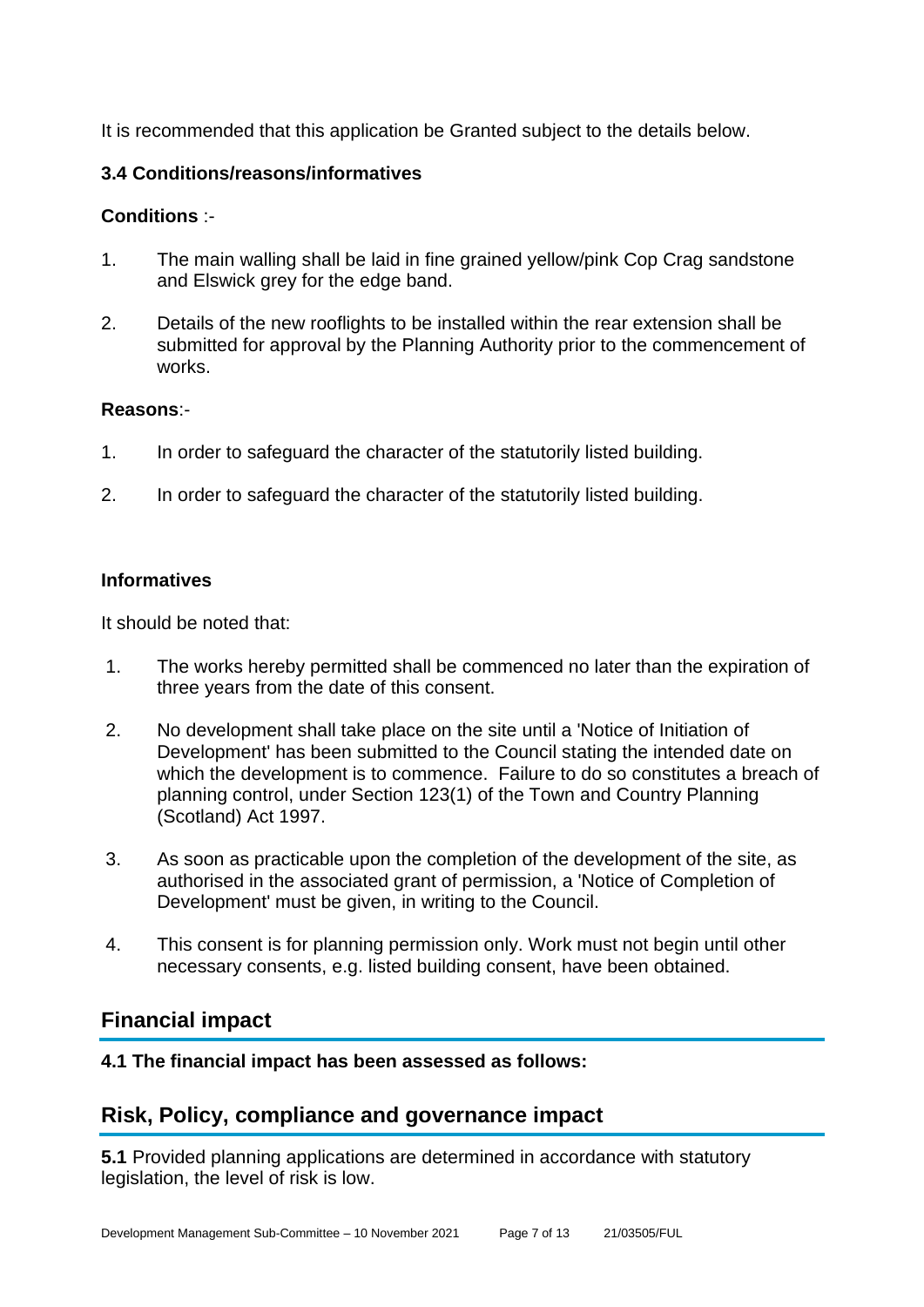It is recommended that this application be Granted subject to the details below.

### 3.4 Conditions/reasons/informatives

**Conditions** :-

1. The main walling shall be laid in fine grained yellow/pink Cop Crag sandstone and Elswick grey for the edge band.

2. Details of the new rooflights to be installed within the rear extension shall be submitted for approval by the Planning Authority prior to the commencement of works.

**Reasons**:-

1. In order to safeguard the character of the statutorily listed building.

2. In order to safeguard the character of the statutorily listed building.

**Informatives**

It should be noted that:

1. The works hereby permitted shall be commenced no later than the expiration of three years from the date of this consent.

2. No development shall take place on the site until a 'Notice of Initiation of Development' has been submitted to the Council stating the intended date on which the development is to commence. Failure to do so constitutes a breach of planning control, under Section 123(1) of the Town and Country Planning (Scotland) Act 1997.

3. As soon as practicable upon the completion of the development of the site, as authorised in the associated grant of permission, a 'Notice of Completion of Development' must be given, in writing to the Council.

4. This consent is for planning permission only. Work must not begin until other necessary consents, e.g. listed building consent, have been obtained.

## Financial impact

### 4.1 The financial impact has been assessed as follows:

## Risk, Policy, compliance and governance impact

**5.1** Provided planning applications are determined in accordance with statutory legislation, the level of risk is low.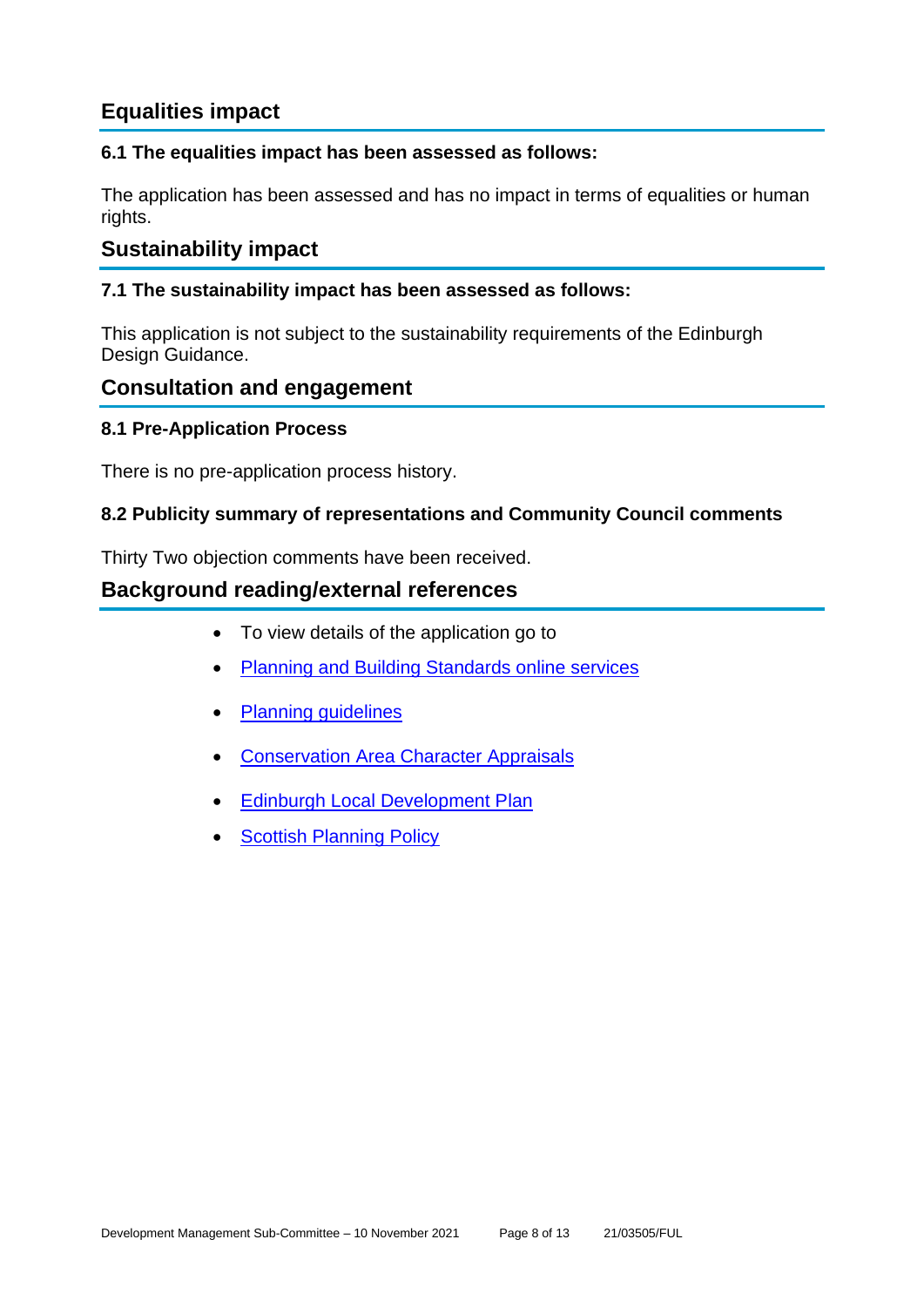## Equalities impact

### 6.1 The equalities impact has been assessed as follows:

The application has been assessed and has no impact in terms of equalities or human rights.

## Sustainability impact

### 7.1 The sustainability impact has been assessed as follows:

This application is not subject to the sustainability requirements of the Edinburgh Design Guidance.

## Consultation and engagement

### 8.1 Pre-Application Process

There is no pre-application process history.

### 8.2 Publicity summary of representations and Community Council comments

Thirty Two objection comments have been received.

## Background reading/external references

- To view details of the application go to
- Planning and Building Standards online services
- Planning guidelines
- Conservation Area Character Appraisals
- Edinburgh Local Development Plan
- Scottish Planning Policy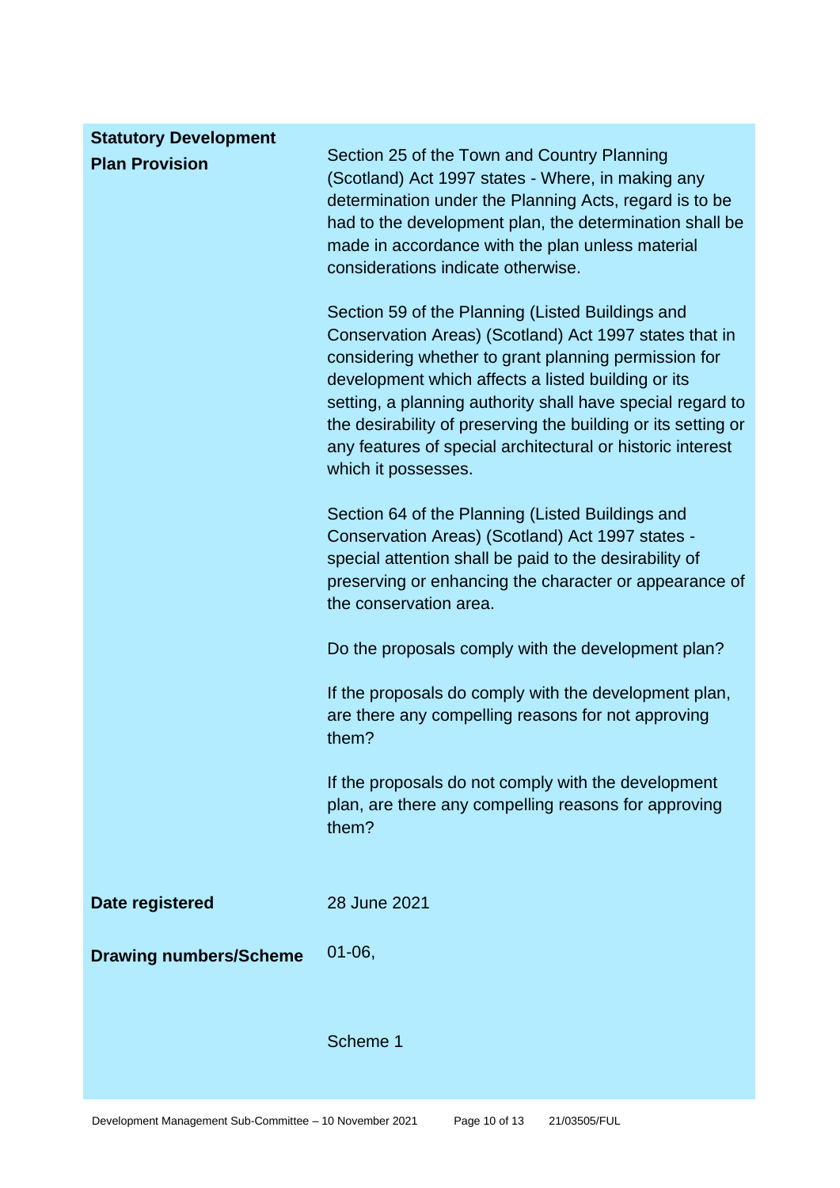| | |
|---|---|
| **Statutory Development Plan Provision** | Section 25 of the Town and Country Planning (Scotland) Act 1997 states - Where, in making any determination under the Planning Acts, regard is to be had to the development plan, the determination shall be made in accordance with the plan unless material considerations indicate otherwise.<br><br>Section 59 of the Planning (Listed Buildings and Conservation Areas) (Scotland) Act 1997 states that in considering whether to grant planning permission for development which affects a listed building or its setting, a planning authority shall have special regard to the desirability of preserving the building or its setting or any features of special architectural or historic interest which it possesses.<br><br>Section 64 of the Planning (Listed Buildings and Conservation Areas) (Scotland) Act 1997 states - special attention shall be paid to the desirability of preserving or enhancing the character or appearance of the conservation area.<br><br>Do the proposals comply with the development plan?<br><br>If the proposals do comply with the development plan, are there any compelling reasons for not approving them?<br><br>If the proposals do not comply with the development plan, are there any compelling reasons for approving them? |
| **Date registered** | 28 June 2021 |
| **Drawing numbers/Scheme** | 01-06,<br><br>Scheme 1 |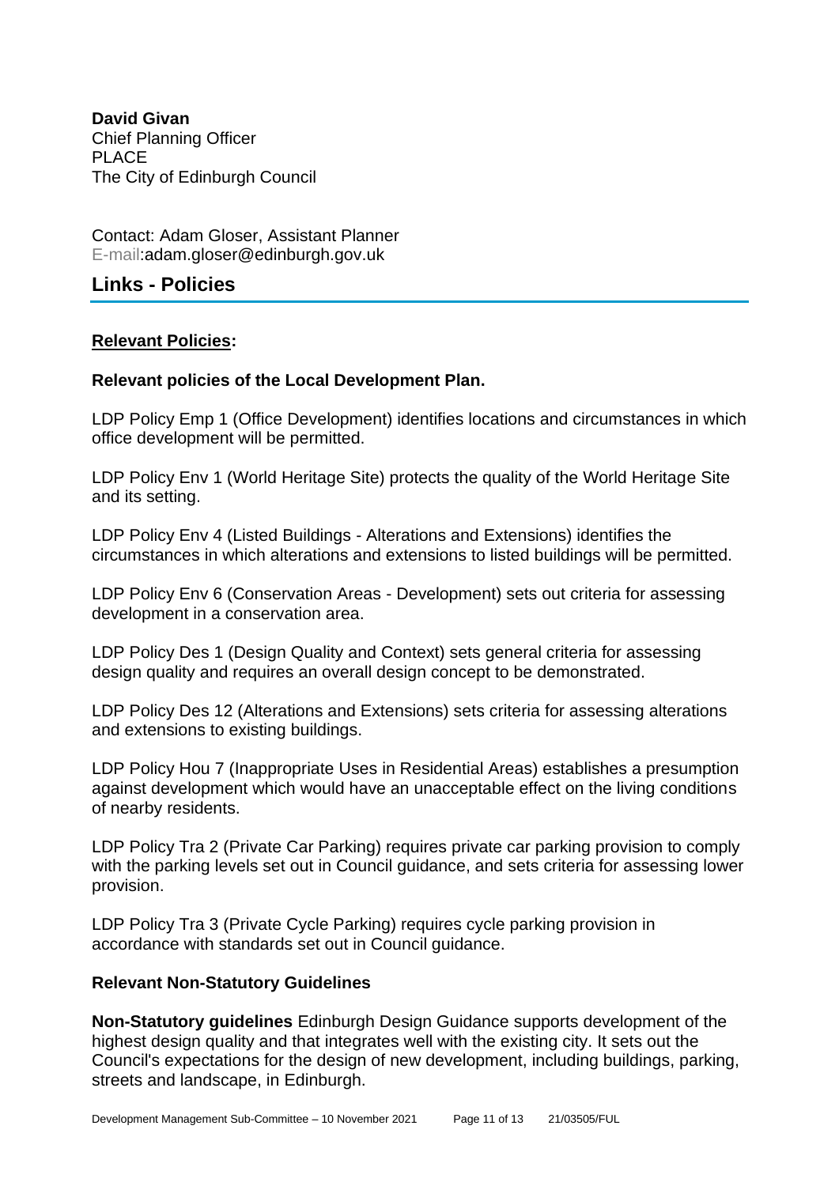**David Givan**
Chief Planning Officer
PLACE
The City of Edinburgh Council

Contact: Adam Gloser, Assistant Planner
E-mail:adam.gloser@edinburgh.gov.uk

## Links - Policies

**Relevant Policies:**

**Relevant policies of the Local Development Plan.**

LDP Policy Emp 1 (Office Development) identifies locations and circumstances in which office development will be permitted.

LDP Policy Env 1 (World Heritage Site) protects the quality of the World Heritage Site and its setting.

LDP Policy Env 4 (Listed Buildings - Alterations and Extensions) identifies the circumstances in which alterations and extensions to listed buildings will be permitted.

LDP Policy Env 6 (Conservation Areas - Development) sets out criteria for assessing development in a conservation area.

LDP Policy Des 1 (Design Quality and Context) sets general criteria for assessing design quality and requires an overall design concept to be demonstrated.

LDP Policy Des 12 (Alterations and Extensions) sets criteria for assessing alterations and extensions to existing buildings.

LDP Policy Hou 7 (Inappropriate Uses in Residential Areas) establishes a presumption against development which would have an unacceptable effect on the living conditions of nearby residents.

LDP Policy Tra 2 (Private Car Parking) requires private car parking provision to comply with the parking levels set out in Council guidance, and sets criteria for assessing lower provision.

LDP Policy Tra 3 (Private Cycle Parking) requires cycle parking provision in accordance with standards set out in Council guidance.

**Relevant Non-Statutory Guidelines**

**Non-Statutory guidelines** Edinburgh Design Guidance supports development of the highest design quality and that integrates well with the existing city. It sets out the Council's expectations for the design of new development, including buildings, parking, streets and landscape, in Edinburgh.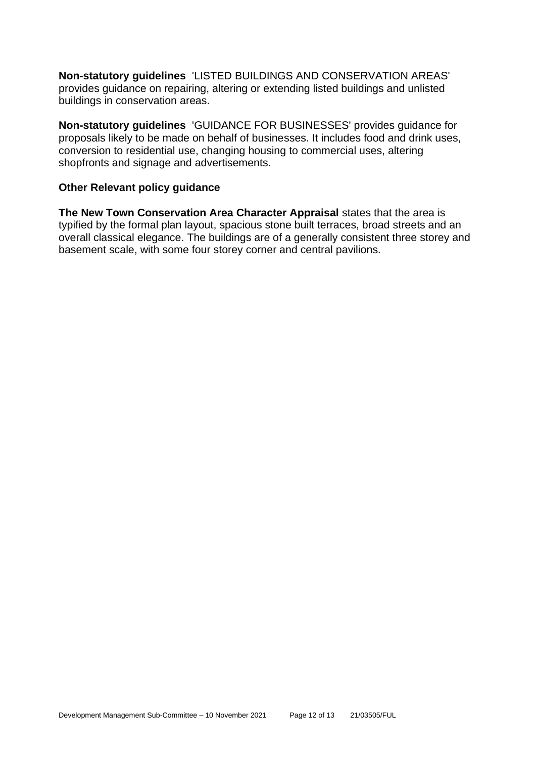**Non-statutory guidelines** 'LISTED BUILDINGS AND CONSERVATION AREAS' provides guidance on repairing, altering or extending listed buildings and unlisted buildings in conservation areas.

**Non-statutory guidelines** 'GUIDANCE FOR BUSINESSES' provides guidance for proposals likely to be made on behalf of businesses. It includes food and drink uses, conversion to residential use, changing housing to commercial uses, altering shopfronts and signage and advertisements.

### Other Relevant policy guidance

**The New Town Conservation Area Character Appraisal** states that the area is typified by the formal plan layout, spacious stone built terraces, broad streets and an overall classical elegance. The buildings are of a generally consistent three storey and basement scale, with some four storey corner and central pavilions.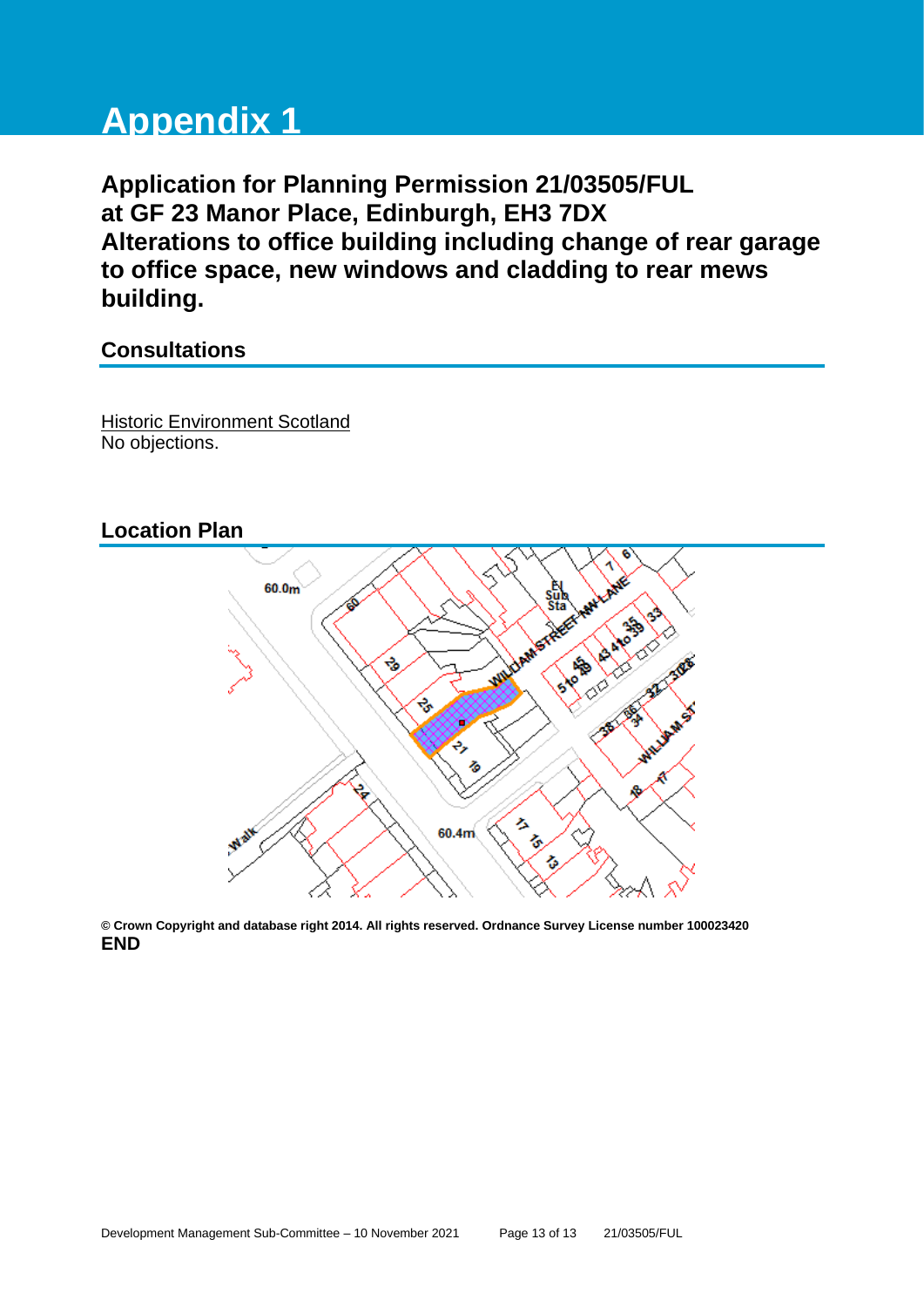# Appendix 1

**Application for Planning Permission 21/03505/FUL at GF 23 Manor Place, Edinburgh, EH3 7DX Alterations to office building including change of rear garage to office space, new windows and cladding to rear mews building.**

## Consultations

Historic Environment Scotland
No objections.

## Location Plan

60.0m
60
29
25
21
19
El Sub Sta
WILLIAM STREET NW LANE
7
6
33
35 to 39
43 to
45 to 49
5 to
32
30 to 28
38
36 to 34
WILLIAM ST
17
18
24
Walk
60.4m
17
15
13

**© Crown Copyright and database right 2014. All rights reserved. Ordnance Survey License number 100023420**

**END**